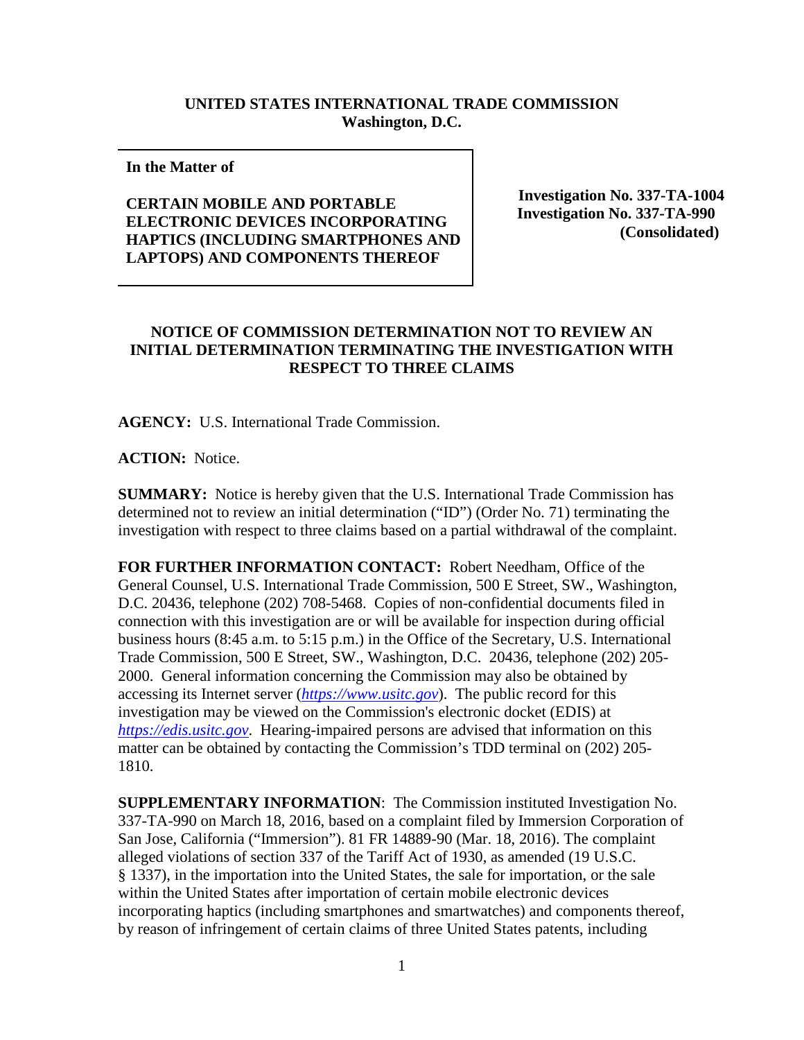**UNITED STATES INTERNATIONAL TRADE COMMISSION**
**Washington, D.C.**

| **In the Matter of**<br><br>**CERTAIN MOBILE AND PORTABLE ELECTRONIC DEVICES INCORPORATING HAPTICS (INCLUDING SMARTPHONES AND LAPTOPS) AND COMPONENTS THEREOF** | **Investigation No. 337-TA-1004**<br>**Investigation No. 337-TA-990**<br>**(Consolidated)** |
|---|---|

**NOTICE OF COMMISSION DETERMINATION NOT TO REVIEW AN INITIAL DETERMINATION TERMINATING THE INVESTIGATION WITH RESPECT TO THREE CLAIMS**

**AGENCY:** U.S. International Trade Commission.

**ACTION:** Notice.

**SUMMARY:** Notice is hereby given that the U.S. International Trade Commission has determined not to review an initial determination ("ID") (Order No. 71) terminating the investigation with respect to three claims based on a partial withdrawal of the complaint.

**FOR FURTHER INFORMATION CONTACT:** Robert Needham, Office of the General Counsel, U.S. International Trade Commission, 500 E Street, SW., Washington, D.C. 20436, telephone (202) 708-5468. Copies of non-confidential documents filed in connection with this investigation are or will be available for inspection during official business hours (8:45 a.m. to 5:15 p.m.) in the Office of the Secretary, U.S. International Trade Commission, 500 E Street, SW., Washington, D.C. 20436, telephone (202) 205-2000. General information concerning the Commission may also be obtained by accessing its Internet server (*https://www.usitc.gov*). The public record for this investigation may be viewed on the Commission's electronic docket (EDIS) at *https://edis.usitc.gov*. Hearing-impaired persons are advised that information on this matter can be obtained by contacting the Commission's TDD terminal on (202) 205-1810.

**SUPPLEMENTARY INFORMATION**: The Commission instituted Investigation No. 337-TA-990 on March 18, 2016, based on a complaint filed by Immersion Corporation of San Jose, California ("Immersion"). 81 FR 14889-90 (Mar. 18, 2016). The complaint alleged violations of section 337 of the Tariff Act of 1930, as amended (19 U.S.C. § 1337), in the importation into the United States, the sale for importation, or the sale within the United States after importation of certain mobile electronic devices incorporating haptics (including smartphones and smartwatches) and components thereof, by reason of infringement of certain claims of three United States patents, including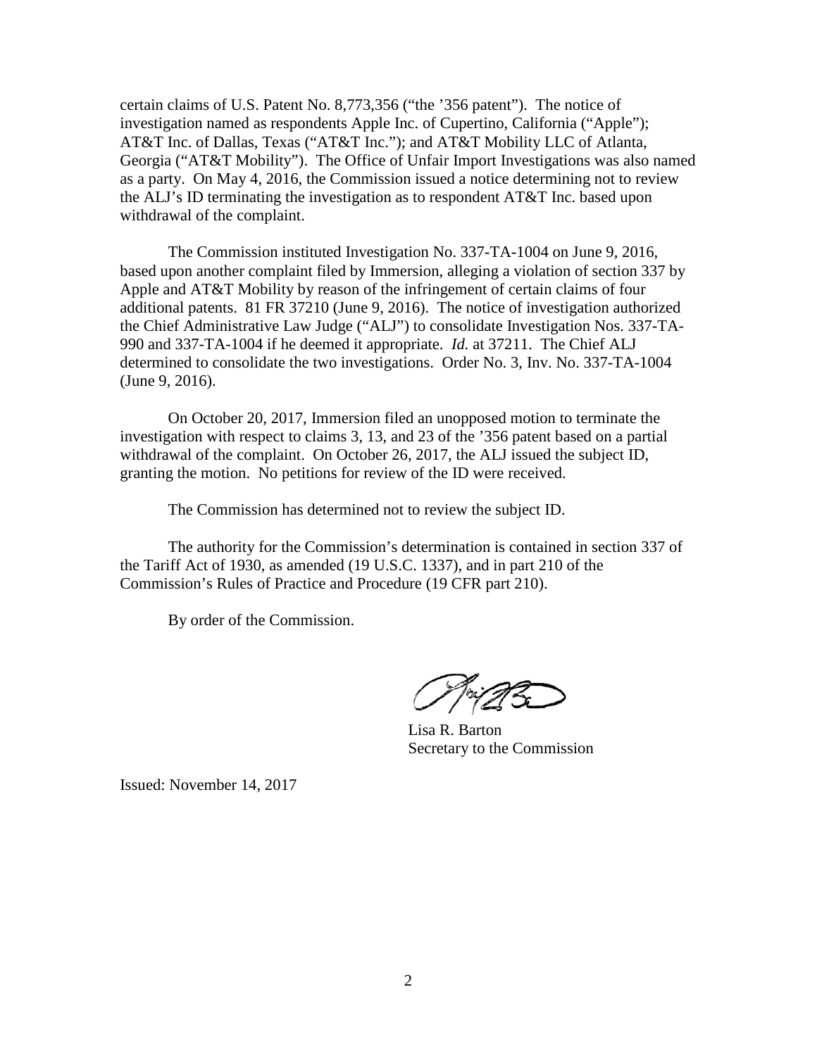certain claims of U.S. Patent No. 8,773,356 ("the '356 patent"). The notice of investigation named as respondents Apple Inc. of Cupertino, California ("Apple"); AT&T Inc. of Dallas, Texas ("AT&T Inc."); and AT&T Mobility LLC of Atlanta, Georgia ("AT&T Mobility"). The Office of Unfair Import Investigations was also named as a party. On May 4, 2016, the Commission issued a notice determining not to review the ALJ's ID terminating the investigation as to respondent AT&T Inc. based upon withdrawal of the complaint.

The Commission instituted Investigation No. 337-TA-1004 on June 9, 2016, based upon another complaint filed by Immersion, alleging a violation of section 337 by Apple and AT&T Mobility by reason of the infringement of certain claims of four additional patents. 81 FR 37210 (June 9, 2016). The notice of investigation authorized the Chief Administrative Law Judge ("ALJ") to consolidate Investigation Nos. 337-TA-990 and 337-TA-1004 if he deemed it appropriate. *Id.* at 37211. The Chief ALJ determined to consolidate the two investigations. Order No. 3, Inv. No. 337-TA-1004 (June 9, 2016).

On October 20, 2017, Immersion filed an unopposed motion to terminate the investigation with respect to claims 3, 13, and 23 of the '356 patent based on a partial withdrawal of the complaint. On October 26, 2017, the ALJ issued the subject ID, granting the motion. No petitions for review of the ID were received.

The Commission has determined not to review the subject ID.

The authority for the Commission's determination is contained in section 337 of the Tariff Act of 1930, as amended (19 U.S.C. 1337), and in part 210 of the Commission's Rules of Practice and Procedure (19 CFR part 210).

By order of the Commission.

Lisa R. Barton
Secretary to the Commission

Issued: November 14, 2017